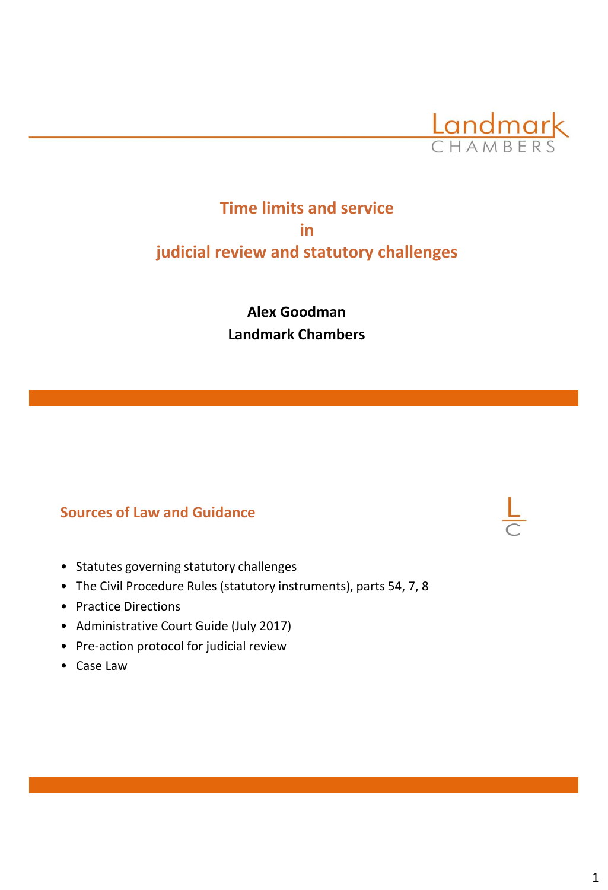Landmark CHAMBERS

# Time limits and service in judicial review and statutory challenges

**Alex Goodman**
**Landmark Chambers**

## Sources of Law and Guidance

- Statutes governing statutory challenges
- The Civil Procedure Rules (statutory instruments), parts 54, 7, 8
- Practice Directions
- Administrative Court Guide (July 2017)
- Pre-action protocol for judicial review
- Case Law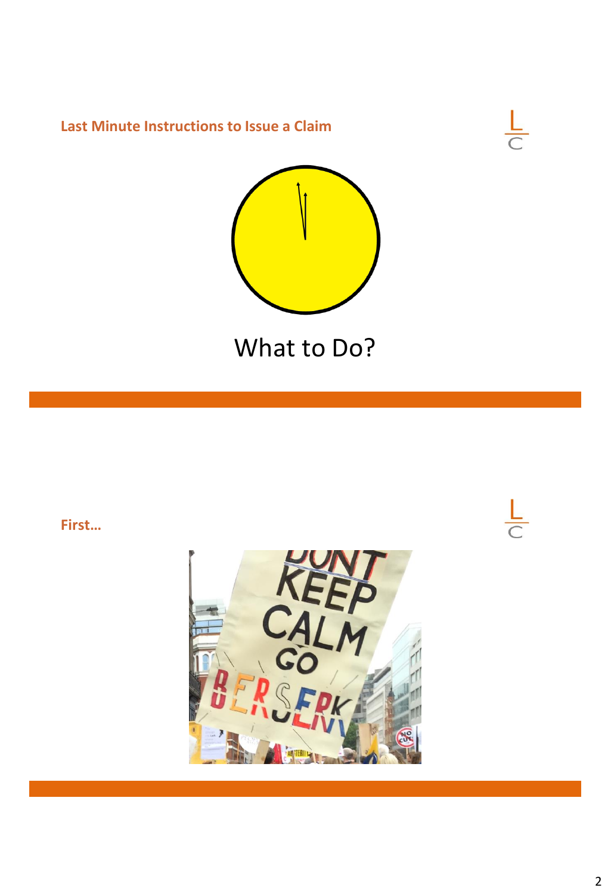## Last Minute Instructions to Issue a Claim

What to Do?

## First…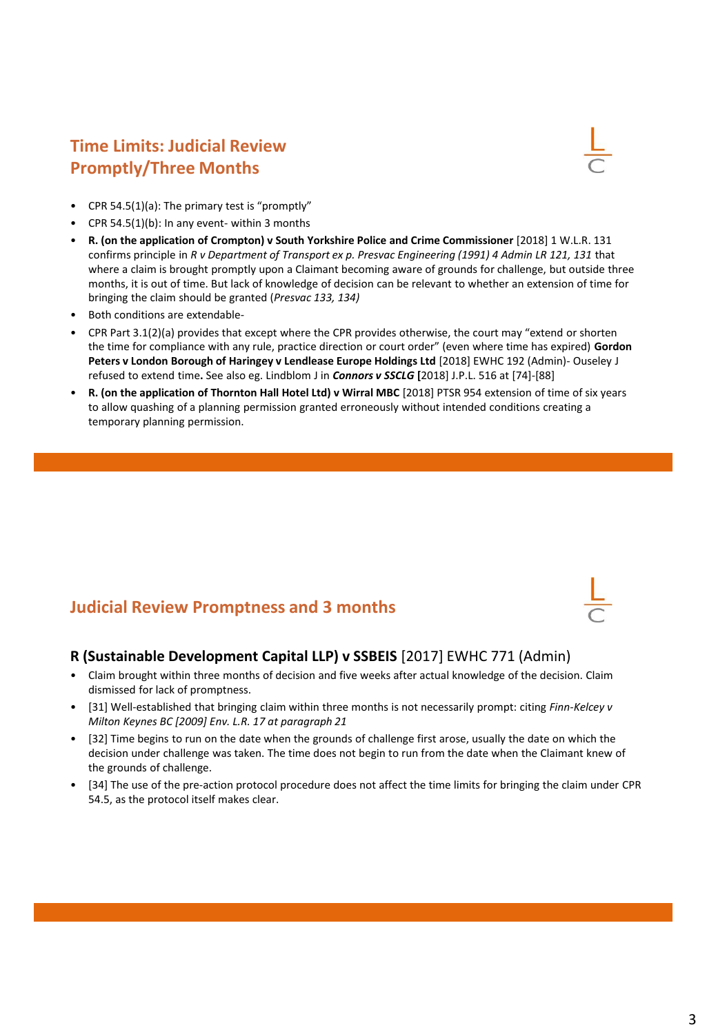## Time Limits: Judicial Review Promptly/Three Months

- CPR 54.5(1)(a): The primary test is "promptly"
- CPR 54.5(1)(b): In any event- within 3 months
- **R. (on the application of Crompton) v South Yorkshire Police and Crime Commissioner** [2018] 1 W.L.R. 131 confirms principle in *R v Department of Transport ex p. Presvac Engineering (1991) 4 Admin LR 121, 131* that where a claim is brought promptly upon a Claimant becoming aware of grounds for challenge, but outside three months, it is out of time. But lack of knowledge of decision can be relevant to whether an extension of time for bringing the claim should be granted (*Presvac 133, 134)*
- Both conditions are extendable-
- CPR Part 3.1(2)(a) provides that except where the CPR provides otherwise, the court may "extend or shorten the time for compliance with any rule, practice direction or court order" (even where time has expired) **Gordon Peters v London Borough of Haringey v Lendlease Europe Holdings Ltd** [2018] EWHC 192 (Admin)- Ouseley J refused to extend time**.** See also eg. Lindblom J in ***Connors v SSCLG*** **[**2018] J.P.L. 516 at [74]-[88]
- **R. (on the application of Thornton Hall Hotel Ltd) v Wirral MBC** [2018] PTSR 954 extension of time of six years to allow quashing of a planning permission granted erroneously without intended conditions creating a temporary planning permission.

## Judicial Review Promptness and 3 months

### R (Sustainable Development Capital LLP) v SSBEIS [2017] EWHC 771 (Admin)

- Claim brought within three months of decision and five weeks after actual knowledge of the decision. Claim dismissed for lack of promptness.
- [31] Well-established that bringing claim within three months is not necessarily prompt: citing *Finn-Kelcey v Milton Keynes BC [2009] Env. L.R. 17 at paragraph 21*
- [32] Time begins to run on the date when the grounds of challenge first arose, usually the date on which the decision under challenge was taken. The time does not begin to run from the date when the Claimant knew of the grounds of challenge.
- [34] The use of the pre-action protocol procedure does not affect the time limits for bringing the claim under CPR 54.5, as the protocol itself makes clear.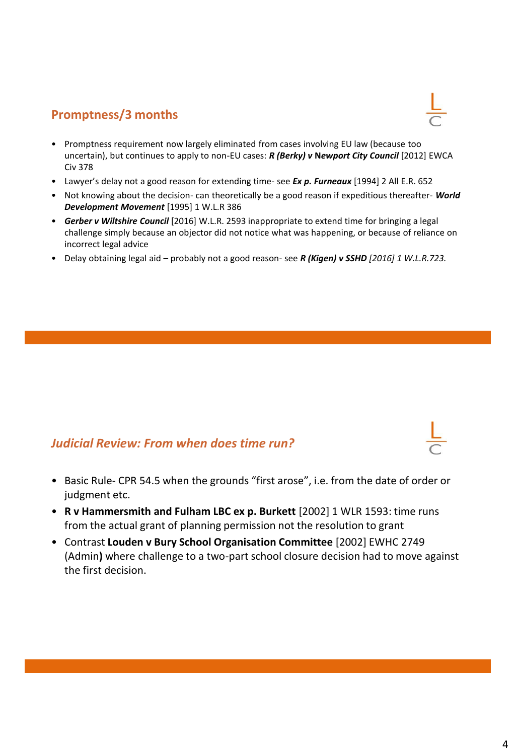## Promptness/3 months

- Promptness requirement now largely eliminated from cases involving EU law (because too uncertain), but continues to apply to non-EU cases: ***R (Berky) v* Newport City Council** [2012] EWCA Civ 378
- Lawyer's delay not a good reason for extending time- see ***Ex p. Furneaux*** [1994] 2 All E.R. 652
- Not knowing about the decision- can theoretically be a good reason if expeditious thereafter- ***World Development Movement*** [1995] 1 W.L.R 386
- ***Gerber v Wiltshire Council*** [2016] W.L.R. 2593 inappropriate to extend time for bringing a legal challenge simply because an objector did not notice what was happening, or because of reliance on incorrect legal advice
- Delay obtaining legal aid – probably not a good reason- see ***R (Kigen) v SSHD*** *[2016] 1 W.L.R.723.*

## *Judicial Review: From when does time run?*

- Basic Rule- CPR 54.5 when the grounds "first arose", i.e. from the date of order or judgment etc.
- **R v Hammersmith and Fulham LBC ex p. Burkett** [2002] 1 WLR 1593: time runs from the actual grant of planning permission not the resolution to grant
- Contrast **Louden v Bury School Organisation Committee** [2002] EWHC 2749 (Admin**)** where challenge to a two-part school closure decision had to move against the first decision.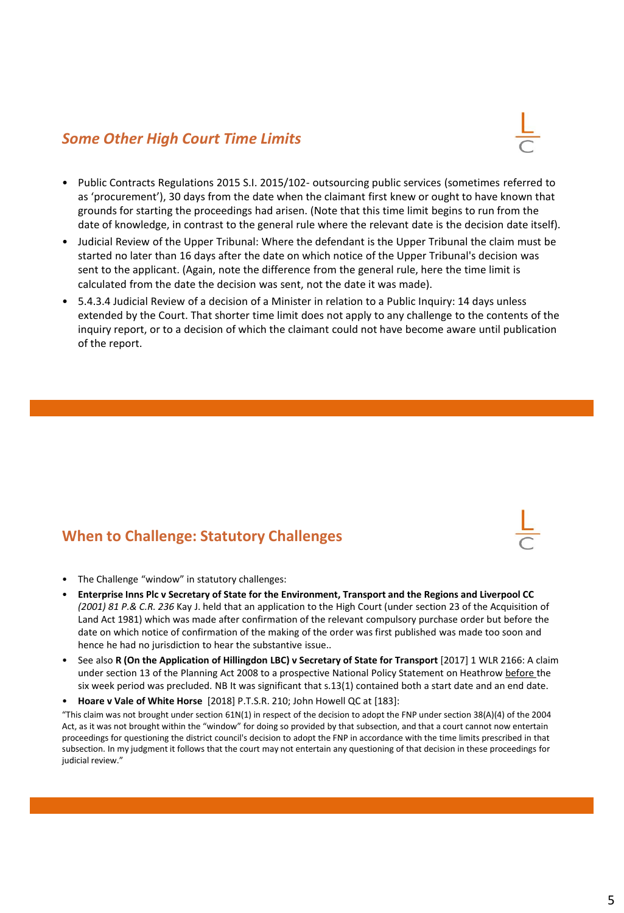## *Some Other High Court Time Limits*

- Public Contracts Regulations 2015 S.I. 2015/102- outsourcing public services (sometimes referred to as 'procurement'), 30 days from the date when the claimant first knew or ought to have known that grounds for starting the proceedings had arisen. (Note that this time limit begins to run from the date of knowledge, in contrast to the general rule where the relevant date is the decision date itself).
- Judicial Review of the Upper Tribunal: Where the defendant is the Upper Tribunal the claim must be started no later than 16 days after the date on which notice of the Upper Tribunal's decision was sent to the applicant. (Again, note the difference from the general rule, here the time limit is calculated from the date the decision was sent, not the date it was made).
- 5.4.3.4 Judicial Review of a decision of a Minister in relation to a Public Inquiry: 14 days unless extended by the Court. That shorter time limit does not apply to any challenge to the contents of the inquiry report, or to a decision of which the claimant could not have become aware until publication of the report.

## When to Challenge: Statutory Challenges

- The Challenge "window" in statutory challenges:
- **Enterprise Inns Plc v Secretary of State for the Environment, Transport and the Regions and Liverpool CC** *(2001) 81 P.& C.R. 236* Kay J. held that an application to the High Court (under section 23 of the Acquisition of Land Act 1981) which was made after confirmation of the relevant compulsory purchase order but before the date on which notice of confirmation of the making of the order was first published was made too soon and hence he had no jurisdiction to hear the substantive issue..
- See also **R (On the Application of Hillingdon LBC) v Secretary of State for Transport** [2017] 1 WLR 2166: A claim under section 13 of the Planning Act 2008 to a prospective National Policy Statement on Heathrow before the six week period was precluded. NB It was significant that s.13(1) contained both a start date and an end date.
- **Hoare v Vale of White Horse** [2018] P.T.S.R. 210; John Howell QC at [183]:

"This claim was not brought under section 61N(1) in respect of the decision to adopt the FNP under section 38(A)(4) of the 2004 Act, as it was not brought within the "window" for doing so provided by that subsection, and that a court cannot now entertain proceedings for questioning the district council's decision to adopt the FNP in accordance with the time limits prescribed in that subsection. In my judgment it follows that the court may not entertain any questioning of that decision in these proceedings for judicial review."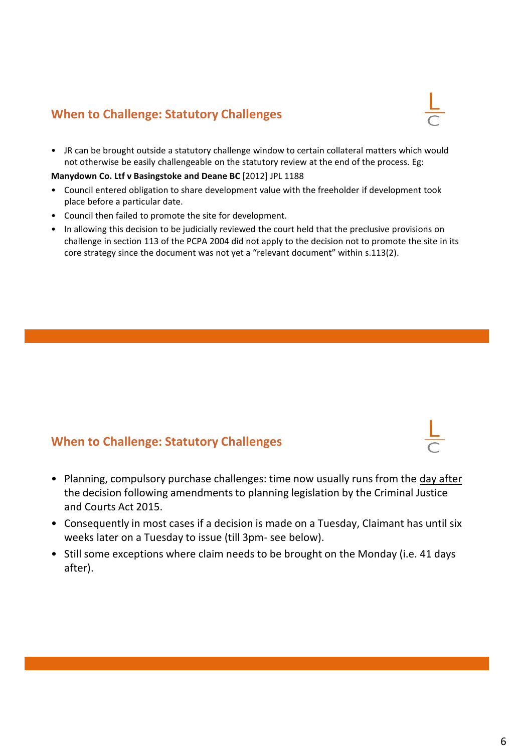## When to Challenge: Statutory Challenges

- JR can be brought outside a statutory challenge window to certain collateral matters which would not otherwise be easily challengeable on the statutory review at the end of the process. Eg:

**Manydown Co. Ltf v Basingstoke and Deane BC** [2012] JPL 1188

- Council entered obligation to share development value with the freeholder if development took place before a particular date.
- Council then failed to promote the site for development.
- In allowing this decision to be judicially reviewed the court held that the preclusive provisions on challenge in section 113 of the PCPA 2004 did not apply to the decision not to promote the site in its core strategy since the document was not yet a "relevant document" within s.113(2).

## When to Challenge: Statutory Challenges

- Planning, compulsory purchase challenges: time now usually runs from the day after the decision following amendments to planning legislation by the Criminal Justice and Courts Act 2015.
- Consequently in most cases if a decision is made on a Tuesday, Claimant has until six weeks later on a Tuesday to issue (till 3pm- see below).
- Still some exceptions where claim needs to be brought on the Monday (i.e. 41 days after).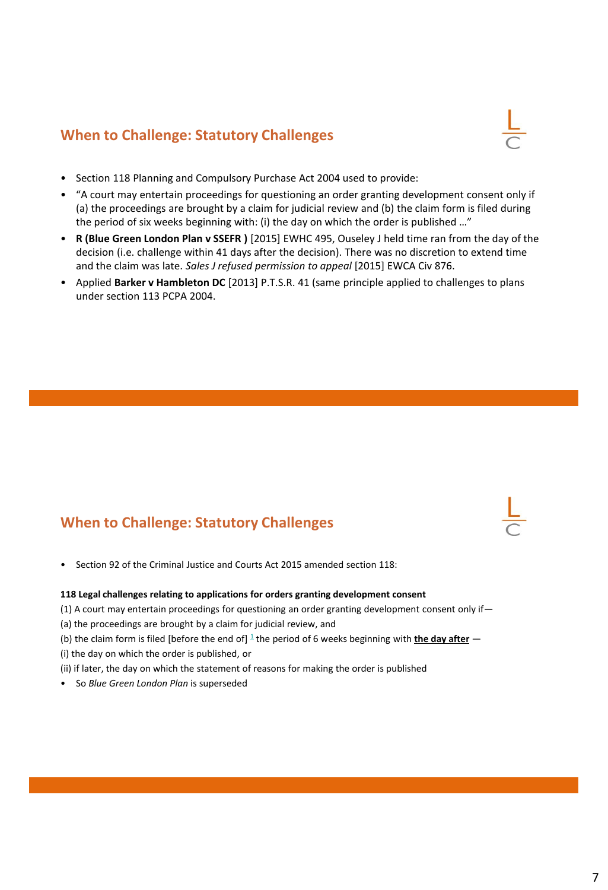## When to Challenge: Statutory Challenges

- Section 118 Planning and Compulsory Purchase Act 2004 used to provide:
- "A court may entertain proceedings for questioning an order granting development consent only if (a) the proceedings are brought by a claim for judicial review and (b) the claim form is filed during the period of six weeks beginning with: (i) the day on which the order is published …"
- **R (Blue Green London Plan v SSEFR )** [2015] EWHC 495, Ouseley J held time ran from the day of the decision (i.e. challenge within 41 days after the decision). There was no discretion to extend time and the claim was late. *Sales J refused permission to appeal* [2015] EWCA Civ 876.
- Applied **Barker v Hambleton DC** [2013] P.T.S.R. 41 (same principle applied to challenges to plans under section 113 PCPA 2004.

## When to Challenge: Statutory Challenges

- Section 92 of the Criminal Justice and Courts Act 2015 amended section 118:

**118 Legal challenges relating to applications for orders granting development consent**

(1) A court may entertain proceedings for questioning an order granting development consent only if—

(a) the proceedings are brought by a claim for judicial review, and

(b) the claim form is filed [before the end of] [1] the period of 6 weeks beginning with **the day after** —

(i) the day on which the order is published, or

(ii) if later, the day on which the statement of reasons for making the order is published

- So *Blue Green London Plan* is superseded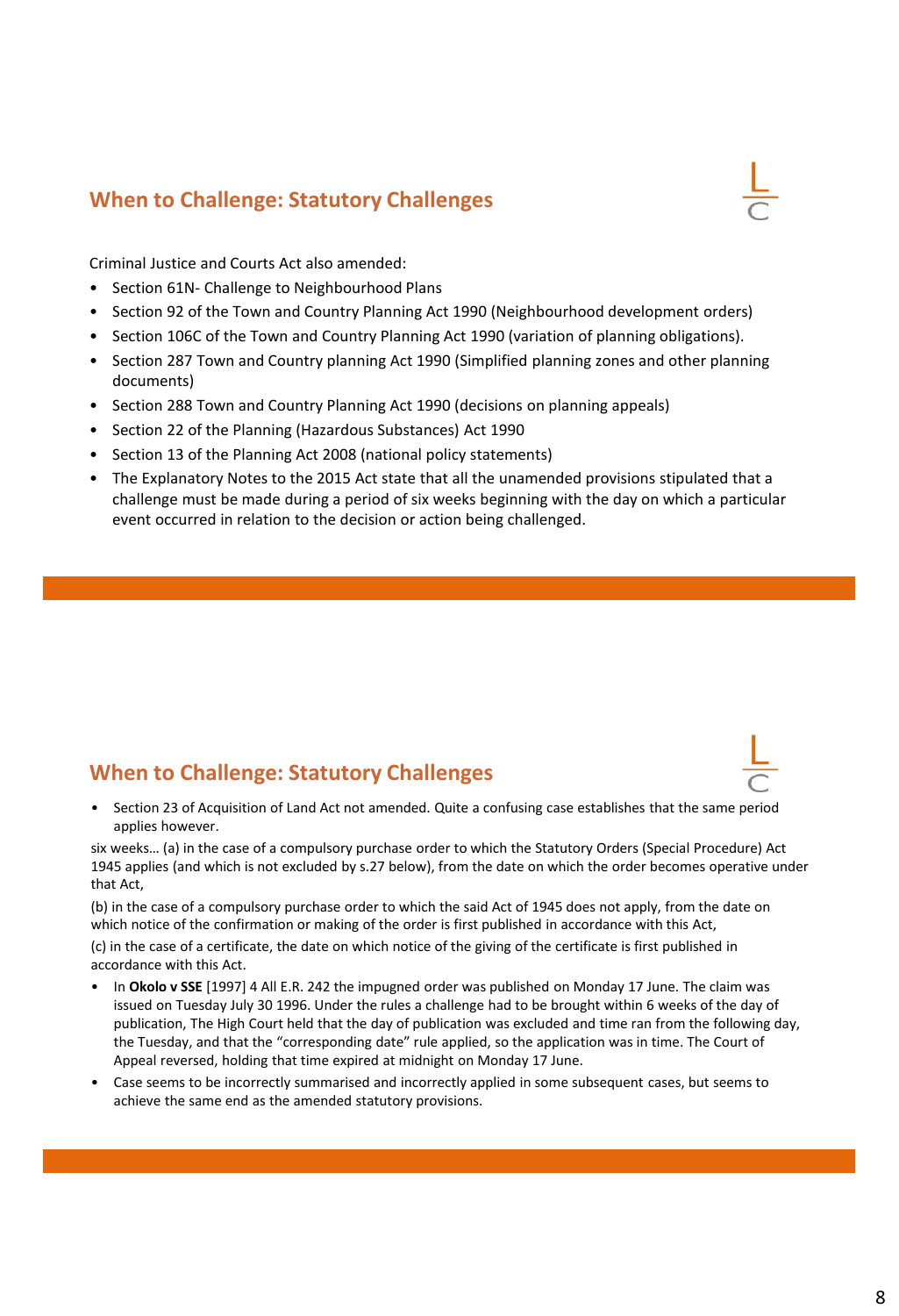## When to Challenge: Statutory Challenges

Criminal Justice and Courts Act also amended:

- Section 61N- Challenge to Neighbourhood Plans
- Section 92 of the Town and Country Planning Act 1990 (Neighbourhood development orders)
- Section 106C of the Town and Country Planning Act 1990 (variation of planning obligations).
- Section 287 Town and Country planning Act 1990 (Simplified planning zones and other planning documents)
- Section 288 Town and Country Planning Act 1990 (decisions on planning appeals)
- Section 22 of the Planning (Hazardous Substances) Act 1990
- Section 13 of the Planning Act 2008 (national policy statements)
- The Explanatory Notes to the 2015 Act state that all the unamended provisions stipulated that a challenge must be made during a period of six weeks beginning with the day on which a particular event occurred in relation to the decision or action being challenged.

## When to Challenge: Statutory Challenges

- Section 23 of Acquisition of Land Act not amended. Quite a confusing case establishes that the same period applies however.

six weeks… (a) in the case of a compulsory purchase order to which the Statutory Orders (Special Procedure) Act 1945 applies (and which is not excluded by s.27 below), from the date on which the order becomes operative under that Act,

(b) in the case of a compulsory purchase order to which the said Act of 1945 does not apply, from the date on which notice of the confirmation or making of the order is first published in accordance with this Act,

(c) in the case of a certificate, the date on which notice of the giving of the certificate is first published in accordance with this Act.

- In **Okolo v SSE** [1997] 4 All E.R. 242 the impugned order was published on Monday 17 June. The claim was issued on Tuesday July 30 1996. Under the rules a challenge had to be brought within 6 weeks of the day of publication, The High Court held that the day of publication was excluded and time ran from the following day, the Tuesday, and that the "corresponding date" rule applied, so the application was in time. The Court of Appeal reversed, holding that time expired at midnight on Monday 17 June.
- Case seems to be incorrectly summarised and incorrectly applied in some subsequent cases, but seems to achieve the same end as the amended statutory provisions.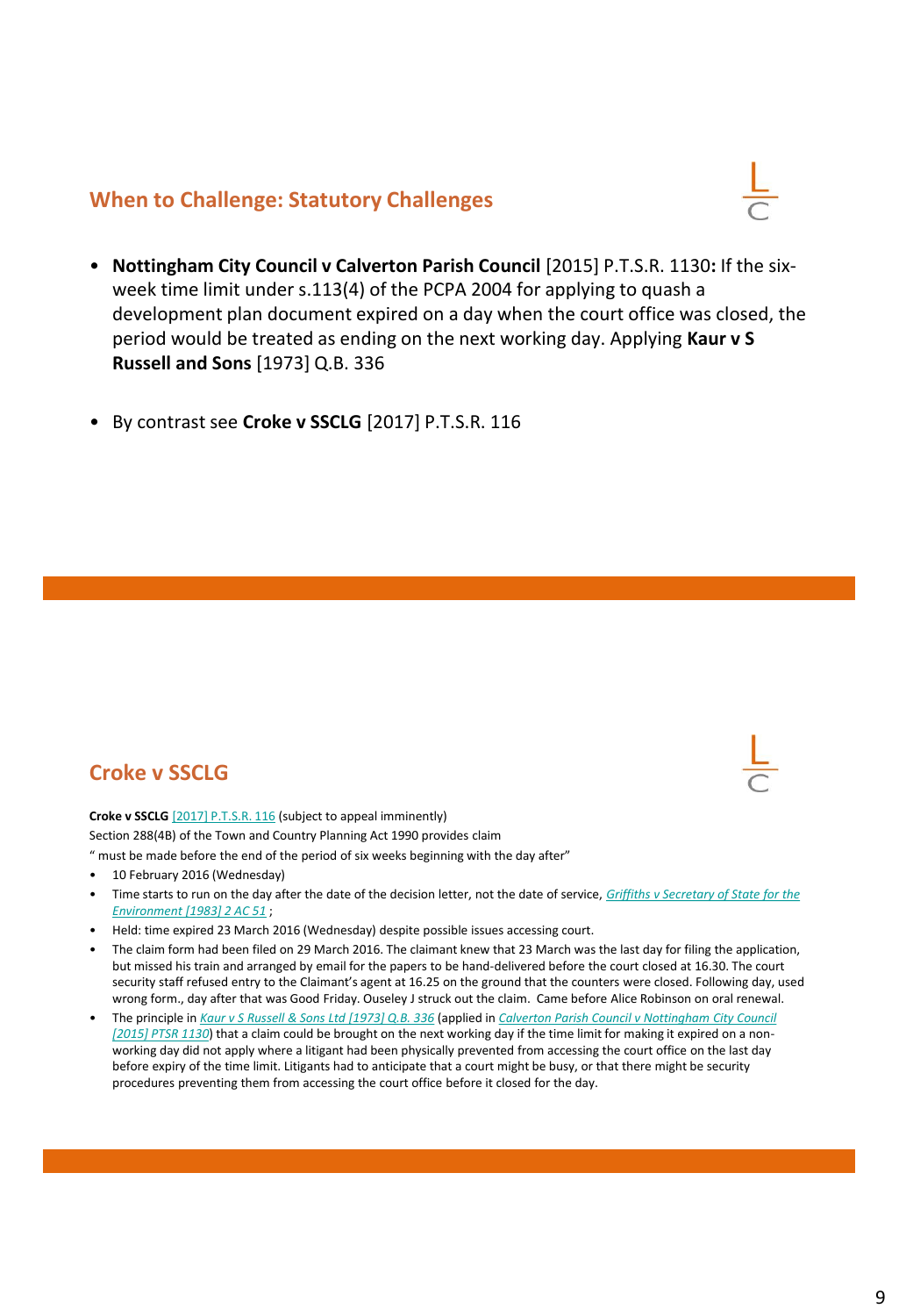## When to Challenge: Statutory Challenges

- **Nottingham City Council v Calverton Parish Council** [2015] P.T.S.R. 1130**:** If the six-week time limit under s.113(4) of the PCPA 2004 for applying to quash a development plan document expired on a day when the court office was closed, the period would be treated as ending on the next working day. Applying **Kaur v S Russell and Sons** [1973] Q.B. 336

- By contrast see **Croke v SSCLG** [2017] P.T.S.R. 116

## Croke v SSCLG

**Croke v SSCLG** [2017] P.T.S.R. 116 (subject to appeal imminently)

Section 288(4B) of the Town and Country Planning Act 1990 provides claim

" must be made before the end of the period of six weeks beginning with the day after"

- 10 February 2016 (Wednesday)
- Time starts to run on the day after the date of the decision letter, not the date of service, *Griffiths v Secretary of State for the Environment [1983] 2 AC 51* ;
- Held: time expired 23 March 2016 (Wednesday) despite possible issues accessing court.
- The claim form had been filed on 29 March 2016. The claimant knew that 23 March was the last day for filing the application, but missed his train and arranged by email for the papers to be hand-delivered before the court closed at 16.30. The court security staff refused entry to the Claimant's agent at 16.25 on the ground that the counters were closed. Following day, used wrong form., day after that was Good Friday. Ouseley J struck out the claim. Came before Alice Robinson on oral renewal.
- The principle in *Kaur v S Russell & Sons Ltd [1973] Q.B. 336* (applied in *Calverton Parish Council v Nottingham City Council [2015] PTSR 1130*) that a claim could be brought on the next working day if the time limit for making it expired on a non-working day did not apply where a litigant had been physically prevented from accessing the court office on the last day before expiry of the time limit. Litigants had to anticipate that a court might be busy, or that there might be security procedures preventing them from accessing the court office before it closed for the day.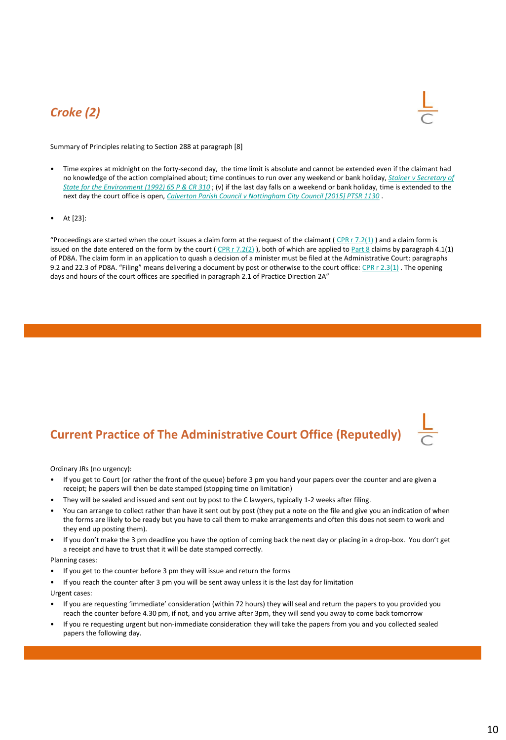## *Croke (2)*

Summary of Principles relating to Section 288 at paragraph [8]

- Time expires at midnight on the forty-second day, the time limit is absolute and cannot be extended even if the claimant had no knowledge of the action complained about; time continues to run over any weekend or bank holiday, *Stainer v Secretary of State for the Environment (1992) 65 P & CR 310* ; (v) if the last day falls on a weekend or bank holiday, time is extended to the next day the court office is open, *Calverton Parish Council v Nottingham City Council [2015] PTSR 1130* .

- At [23]:

"Proceedings are started when the court issues a claim form at the request of the claimant ( CPR r 7.2(1) ) and a claim form is issued on the date entered on the form by the court ( CPR r 7.2(2) ), both of which are applied to Part 8 claims by paragraph 4.1(1) of PD8A. The claim form in an application to quash a decision of a minister must be filed at the Administrative Court: paragraphs 9.2 and 22.3 of PD8A. "Filing" means delivering a document by post or otherwise to the court office: CPR r 2.3(1) . The opening days and hours of the court offices are specified in paragraph 2.1 of Practice Direction 2A"

## Current Practice of The Administrative Court Office (Reputedly)

Ordinary JRs (no urgency):

- If you get to Court (or rather the front of the queue) before 3 pm you hand your papers over the counter and are given a receipt; he papers will then be date stamped (stopping time on limitation)
- They will be sealed and issued and sent out by post to the C lawyers, typically 1-2 weeks after filing.
- You can arrange to collect rather than have it sent out by post (they put a note on the file and give you an indication of when the forms are likely to be ready but you have to call them to make arrangements and often this does not seem to work and they end up posting them).
- If you don't make the 3 pm deadline you have the option of coming back the next day or placing in a drop-box. You don't get a receipt and have to trust that it will be date stamped correctly.

Planning cases:

- If you get to the counter before 3 pm they will issue and return the forms
- If you reach the counter after 3 pm you will be sent away unless it is the last day for limitation

Urgent cases:

- If you are requesting 'immediate' consideration (within 72 hours) they will seal and return the papers to you provided you reach the counter before 4.30 pm, if not, and you arrive after 3pm, they will send you away to come back tomorrow
- If you re requesting urgent but non-immediate consideration they will take the papers from you and you collected sealed papers the following day.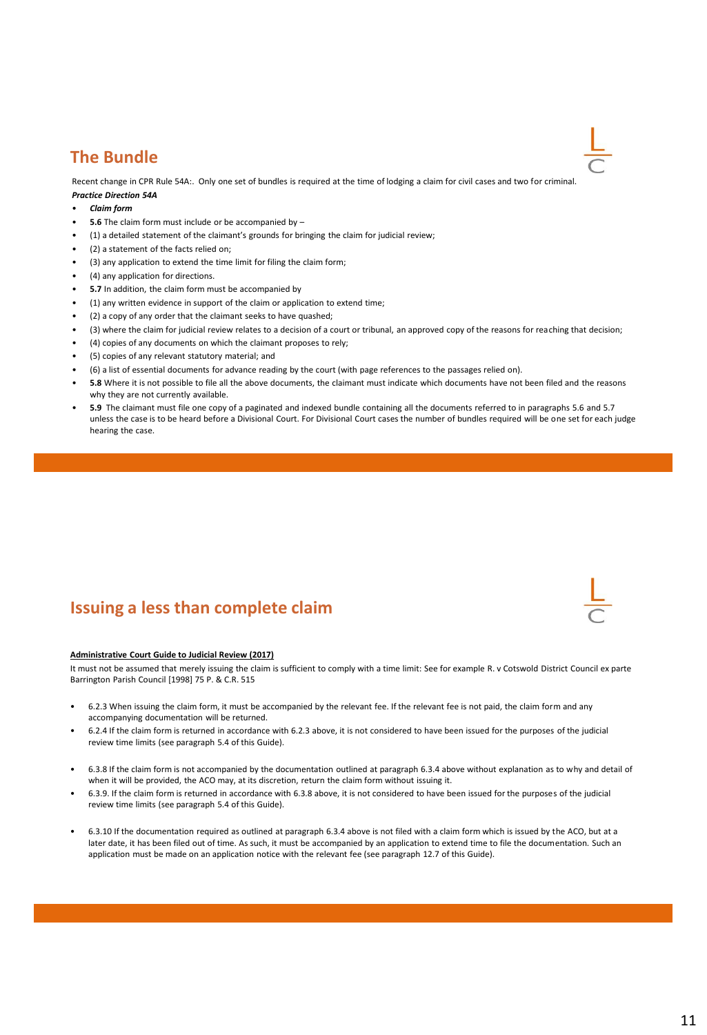## The Bundle

Recent change in CPR Rule 54A:. Only one set of bundles is required at the time of lodging a claim for civil cases and two for criminal.

***Practice Direction 54A***

- ***Claim form***
- **5.6** The claim form must include or be accompanied by –
- (1) a detailed statement of the claimant's grounds for bringing the claim for judicial review;
- (2) a statement of the facts relied on;
- (3) any application to extend the time limit for filing the claim form;
- (4) any application for directions.
- **5.7** In addition, the claim form must be accompanied by
- (1) any written evidence in support of the claim or application to extend time;
- (2) a copy of any order that the claimant seeks to have quashed;
- (3) where the claim for judicial review relates to a decision of a court or tribunal, an approved copy of the reasons for reaching that decision;
- (4) copies of any documents on which the claimant proposes to rely;
- (5) copies of any relevant statutory material; and
- (6) a list of essential documents for advance reading by the court (with page references to the passages relied on).
- **5.8** Where it is not possible to file all the above documents, the claimant must indicate which documents have not been filed and the reasons why they are not currently available.
- **5.9** The claimant must file one copy of a paginated and indexed bundle containing all the documents referred to in paragraphs 5.6 and 5.7 unless the case is to be heard before a Divisional Court. For Divisional Court cases the number of bundles required will be one set for each judge hearing the case.

## Issuing a less than complete claim

**Administrative Court Guide to Judicial Review (2017)**

It must not be assumed that merely issuing the claim is sufficient to comply with a time limit: See for example R. v Cotswold District Council ex parte Barrington Parish Council [1998] 75 P. & C.R. 515

- 6.2.3 When issuing the claim form, it must be accompanied by the relevant fee. If the relevant fee is not paid, the claim form and any accompanying documentation will be returned.
- 6.2.4 If the claim form is returned in accordance with 6.2.3 above, it is not considered to have been issued for the purposes of the judicial review time limits (see paragraph 5.4 of this Guide).
- 6.3.8 If the claim form is not accompanied by the documentation outlined at paragraph 6.3.4 above without explanation as to why and detail of when it will be provided, the ACO may, at its discretion, return the claim form without issuing it.
- 6.3.9. If the claim form is returned in accordance with 6.3.8 above, it is not considered to have been issued for the purposes of the judicial review time limits (see paragraph 5.4 of this Guide).
- 6.3.10 If the documentation required as outlined at paragraph 6.3.4 above is not filed with a claim form which is issued by the ACO, but at a later date, it has been filed out of time. As such, it must be accompanied by an application to extend time to file the documentation. Such an application must be made on an application notice with the relevant fee (see paragraph 12.7 of this Guide).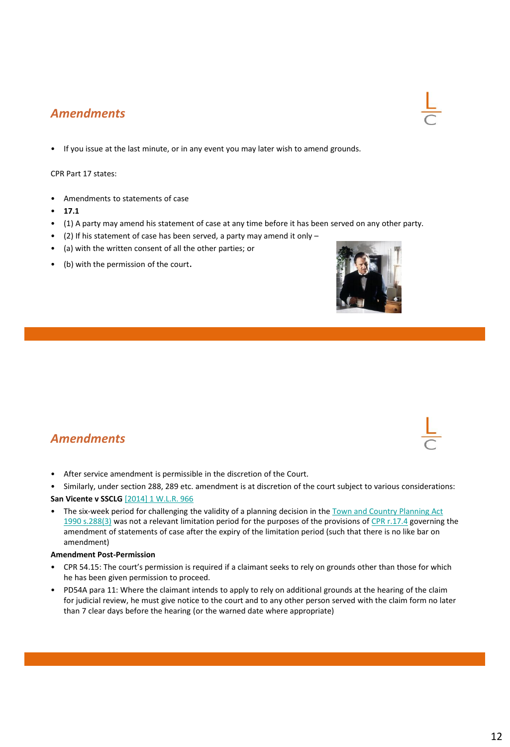## *Amendments*

- If you issue at the last minute, or in any event you may later wish to amend grounds.

CPR Part 17 states:

- Amendments to statements of case
- **17.1**
- (1) A party may amend his statement of case at any time before it has been served on any other party.
- (2) If his statement of case has been served, a party may amend it only –
- (a) with the written consent of all the other parties; or
- (b) with the permission of the court.

## *Amendments*

- After service amendment is permissible in the discretion of the Court.
- Similarly, under section 288, 289 etc. amendment is at discretion of the court subject to various considerations:

**San Vicente v SSCLG** [2014] 1 W.L.R. 966

- The six-week period for challenging the validity of a planning decision in the Town and Country Planning Act 1990 s.288(3) was not a relevant limitation period for the purposes of the provisions of CPR r.17.4 governing the amendment of statements of case after the expiry of the limitation period (such that there is no like bar on amendment)

**Amendment Post-Permission**

- CPR 54.15: The court's permission is required if a claimant seeks to rely on grounds other than those for which he has been given permission to proceed.
- PD54A para 11: Where the claimant intends to apply to rely on additional grounds at the hearing of the claim for judicial review, he must give notice to the court and to any other person served with the claim form no later than 7 clear days before the hearing (or the warned date where appropriate)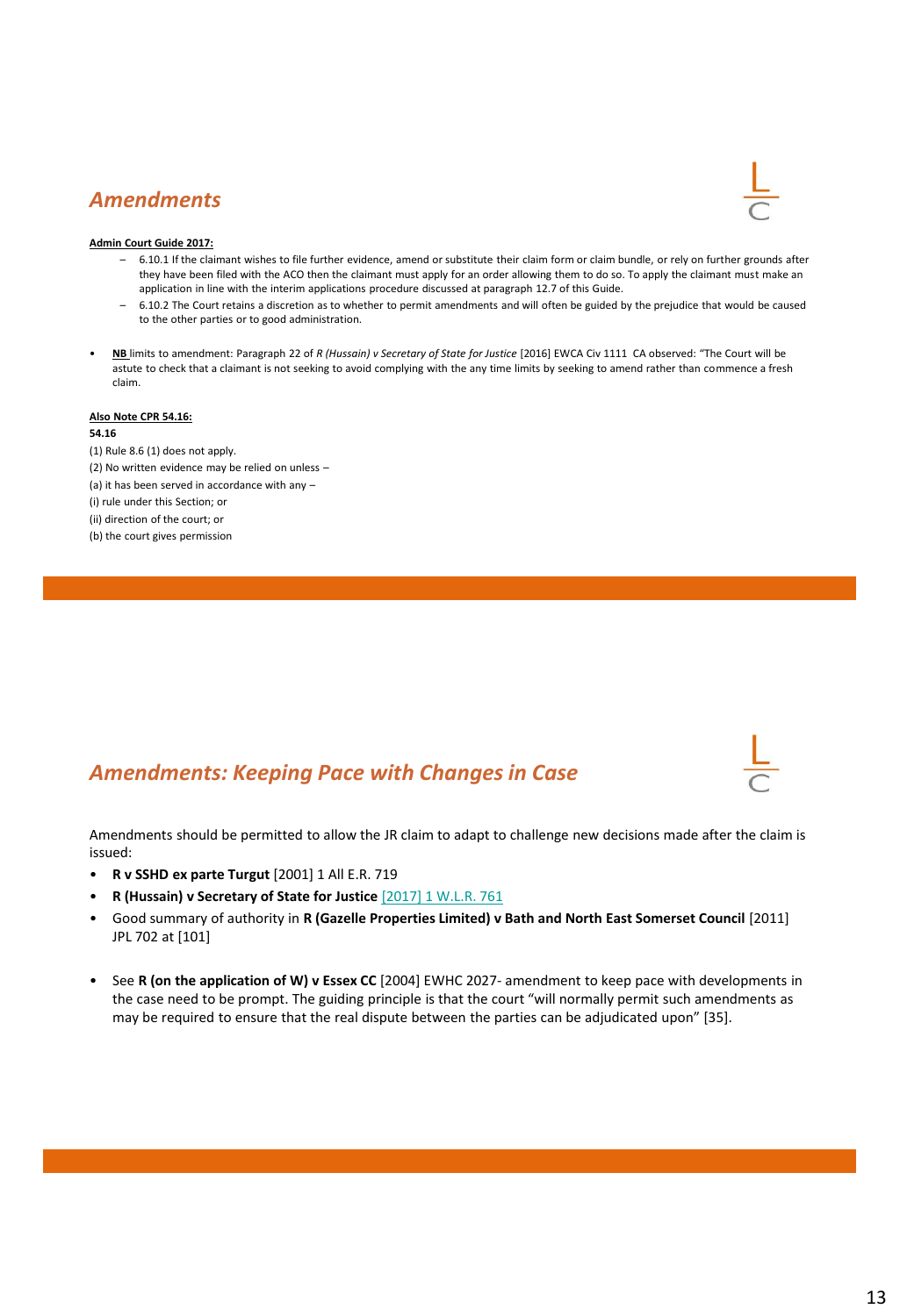## *Amendments*

**Admin Court Guide 2017:**

- 6.10.1 If the claimant wishes to file further evidence, amend or substitute their claim form or claim bundle, or rely on further grounds after they have been filed with the ACO then the claimant must apply for an order allowing them to do so. To apply the claimant must make an application in line with the interim applications procedure discussed at paragraph 12.7 of this Guide.
- 6.10.2 The Court retains a discretion as to whether to permit amendments and will often be guided by the prejudice that would be caused to the other parties or to good administration.

- **NB** limits to amendment: Paragraph 22 of *R (Hussain) v Secretary of State for Justice* [2016] EWCA Civ 1111 CA observed: "The Court will be astute to check that a claimant is not seeking to avoid complying with the any time limits by seeking to amend rather than commence a fresh claim.

**Also Note CPR 54.16:**

**54.16**

(1) Rule 8.6 (1) does not apply.

(2) No written evidence may be relied on unless –

(a) it has been served in accordance with any –

(i) rule under this Section; or

(ii) direction of the court; or

(b) the court gives permission

## *Amendments: Keeping Pace with Changes in Case*

Amendments should be permitted to allow the JR claim to adapt to challenge new decisions made after the claim is issued:

- **R v SSHD ex parte Turgut** [2001] 1 All E.R. 719
- **R (Hussain) v Secretary of State for Justice** [2017] 1 W.L.R. 761
- Good summary of authority in **R (Gazelle Properties Limited) v Bath and North East Somerset Council** [2011] JPL 702 at [101]

- See **R (on the application of W) v Essex CC** [2004] EWHC 2027- amendment to keep pace with developments in the case need to be prompt. The guiding principle is that the court "will normally permit such amendments as may be required to ensure that the real dispute between the parties can be adjudicated upon" [35].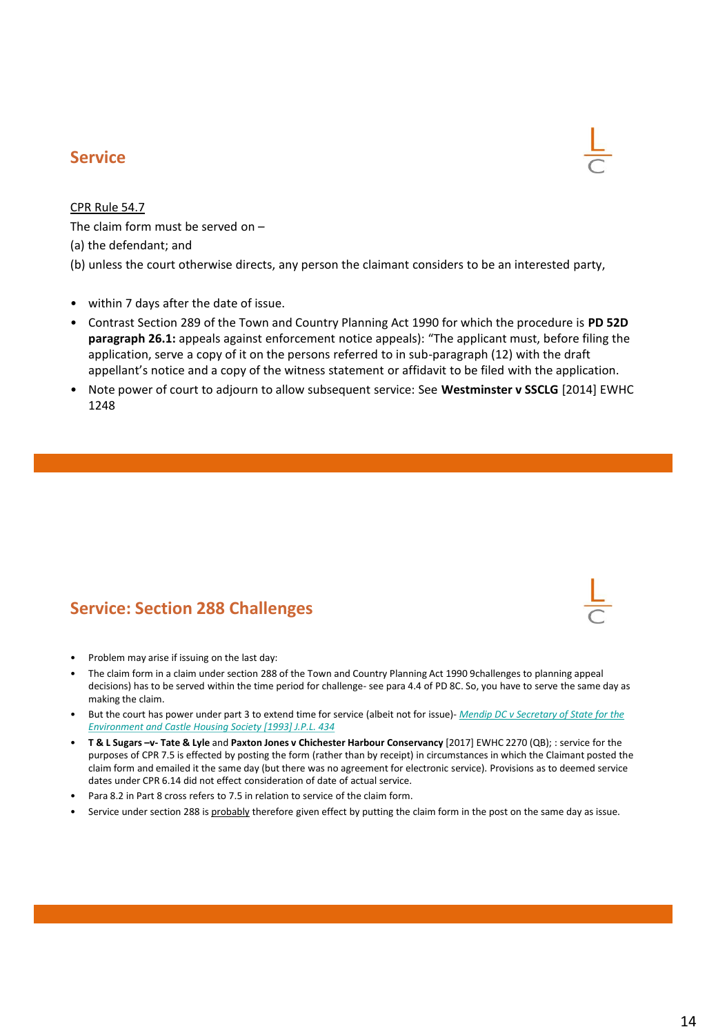## Service

<u>CPR Rule 54.7</u>

The claim form must be served on –

(a) the defendant; and

(b) unless the court otherwise directs, any person the claimant considers to be an interested party,

- within 7 days after the date of issue.
- Contrast Section 289 of the Town and Country Planning Act 1990 for which the procedure is **PD 52D paragraph 26.1:** appeals against enforcement notice appeals): "The applicant must, before filing the application, serve a copy of it on the persons referred to in sub-paragraph (12) with the draft appellant's notice and a copy of the witness statement or affidavit to be filed with the application.
- Note power of court to adjourn to allow subsequent service: See **Westminster v SSCLG** [2014] EWHC 1248

## Service: Section 288 Challenges

- Problem may arise if issuing on the last day:
- The claim form in a claim under section 288 of the Town and Country Planning Act 1990 9challenges to planning appeal decisions) has to be served within the time period for challenge- see para 4.4 of PD 8C. So, you have to serve the same day as making the claim.
- But the court has power under part 3 to extend time for service (albeit not for issue)- *Mendip DC v Secretary of State for the Environment and Castle Housing Society [1993] J.P.L. 434*
- **T & L Sugars –v- Tate & Lyle** and **Paxton Jones v Chichester Harbour Conservancy** [2017] EWHC 2270 (QB); : service for the purposes of CPR 7.5 is effected by posting the form (rather than by receipt) in circumstances in which the Claimant posted the claim form and emailed it the same day (but there was no agreement for electronic service). Provisions as to deemed service dates under CPR 6.14 did not effect consideration of date of actual service.
- Para 8.2 in Part 8 cross refers to 7.5 in relation to service of the claim form.
- Service under section 288 is <u>probably</u> therefore given effect by putting the claim form in the post on the same day as issue.